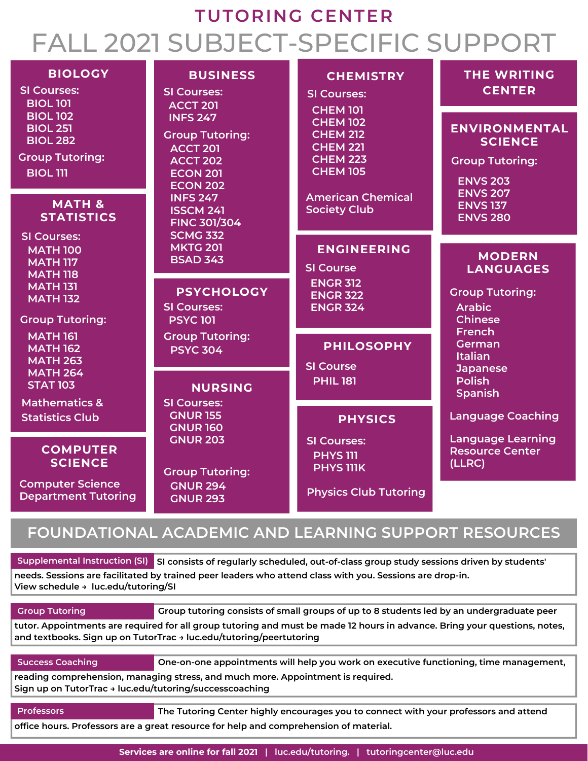# TUTORING CENTER

# FALL 2021 SUBJECT-SPECIFIC SUPPORT

## BIOLOGY

SI Courses:
- BIOL 101
- BIOL 102
- BIOL 251
- BIOL 282

Group Tutoring:
- BIOL 111

## MATH & STATISTICS

SI Courses:
- MATH 100
- MATH 117
- MATH 118
- MATH 131
- MATH 132

Group Tutoring:
- MATH 161
- MATH 162
- MATH 263
- MATH 264
- STAT 103

Mathematics & Statistics Club

## COMPUTER SCIENCE

Computer Science Department Tutoring

## BUSINESS

SI Courses:
- ACCT 201
- INFS 247

Group Tutoring:
- ACCT 201
- ACCT 202
- ECON 201
- ECON 202
- INFS 247
- ISSCM 241
- FINC 301/304
- SCMG 332
- MKTG 201
- BSAD 343

## PSYCHOLOGY

SI Courses:
- PSYC 101

Group Tutoring:
- PSYC 304

## NURSING

SI Courses:
- GNUR 155
- GNUR 160
- GNUR 203

Group Tutoring:
- GNUR 294
- GNUR 293

## CHEMISTRY

SI Courses:
- CHEM 101
- CHEM 102
- CHEM 212
- CHEM 221
- CHEM 223
- CHEM 105

American Chemical Society Club

## ENGINEERING

SI Course
- ENGR 312
- ENGR 322
- ENGR 324

## PHILOSOPHY

SI Course
- PHIL 181

## PHYSICS

SI Courses:
- PHYS 111
- PHYS 111K

Physics Club Tutoring

## THE WRITING CENTER

## ENVIRONMENTAL SCIENCE

Group Tutoring:
- ENVS 203
- ENVS 207
- ENVS 137
- ENVS 280

## MODERN LANGUAGES

Group Tutoring:
- Arabic
- Chinese
- French
- German
- Italian
- Japanese
- Polish
- Spanish

Language Coaching

Language Learning Resource Center (LLRC)

## FOUNDATIONAL ACADEMIC AND LEARNING SUPPORT RESOURCES

**Supplemental Instruction (SI)** SI consists of regularly scheduled, out-of-class group study sessions driven by students' needs. Sessions are facilitated by trained peer leaders who attend class with you. Sessions are drop-in.
View schedule → luc.edu/tutoring/SI

**Group Tutoring** Group tutoring consists of small groups of up to 8 students led by an undergraduate peer tutor. Appointments are required for all group tutoring and must be made 12 hours in advance. Bring your questions, notes, and textbooks. Sign up on TutorTrac → luc.edu/tutoring/peertutoring

**Success Coaching** One-on-one appointments will help you work on executive functioning, time management, reading comprehension, managing stress, and much more. Appointment is required.
Sign up on TutorTrac → luc.edu/tutoring/successcoaching

**Professors** The Tutoring Center highly encourages you to connect with your professors and attend office hours. Professors are a great resource for help and comprehension of material.

Services are online for fall 2021 | luc.edu/tutoring. | tutoringcenter@luc.edu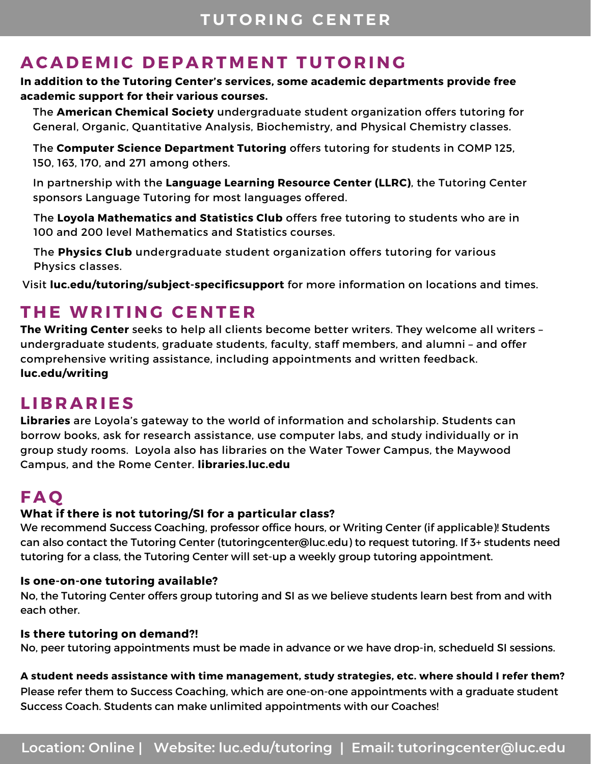# TUTORING CENTER

## ACADEMIC DEPARTMENT TUTORING

**In addition to the Tutoring Center's services, some academic departments provide free academic support for their various courses.**

The **American Chemical Society** undergraduate student organization offers tutoring for General, Organic, Quantitative Analysis, Biochemistry, and Physical Chemistry classes.

The **Computer Science Department Tutoring** offers tutoring for students in COMP 125, 150, 163, 170, and 271 among others.

In partnership with the **Language Learning Resource Center (LLRC)**, the Tutoring Center sponsors Language Tutoring for most languages offered.

The **Loyola Mathematics and Statistics Club** offers free tutoring to students who are in 100 and 200 level Mathematics and Statistics courses.

The **Physics Club** undergraduate student organization offers tutoring for various Physics classes.

Visit **luc.edu/tutoring/subject-specificsupport** for more information on locations and times.

## THE WRITING CENTER

**The Writing Center** seeks to help all clients become better writers. They welcome all writers – undergraduate students, graduate students, faculty, staff members, and alumni – and offer comprehensive writing assistance, including appointments and written feedback.
**luc.edu/writing**

## LIBRARIES

**Libraries** are Loyola's gateway to the world of information and scholarship. Students can borrow books, ask for research assistance, use computer labs, and study individually or in group study rooms. Loyola also has libraries on the Water Tower Campus, the Maywood Campus, and the Rome Center. **libraries.luc.edu**

## FAQ

**What if there is not tutoring/SI for a particular class?**
We recommend Success Coaching, professor office hours, or Writing Center (if applicable)! Students can also contact the Tutoring Center (tutoringcenter@luc.edu) to request tutoring. If 3+ students need tutoring for a class, the Tutoring Center will set-up a weekly group tutoring appointment.

**Is one-on-one tutoring available?**
No, the Tutoring Center offers group tutoring and SI as we believe students learn best from and with each other.

**Is there tutoring on demand?!**
No, peer tutoring appointments must be made in advance or we have drop-in, schedueld SI sessions.

**A student needs assistance with time management, study strategies, etc. where should I refer them?**
Please refer them to Success Coaching, which are one-on-one appointments with a graduate student Success Coach. Students can make unlimited appointments with our Coaches!

Location: Online | Website: luc.edu/tutoring | Email: tutoringcenter@luc.edu